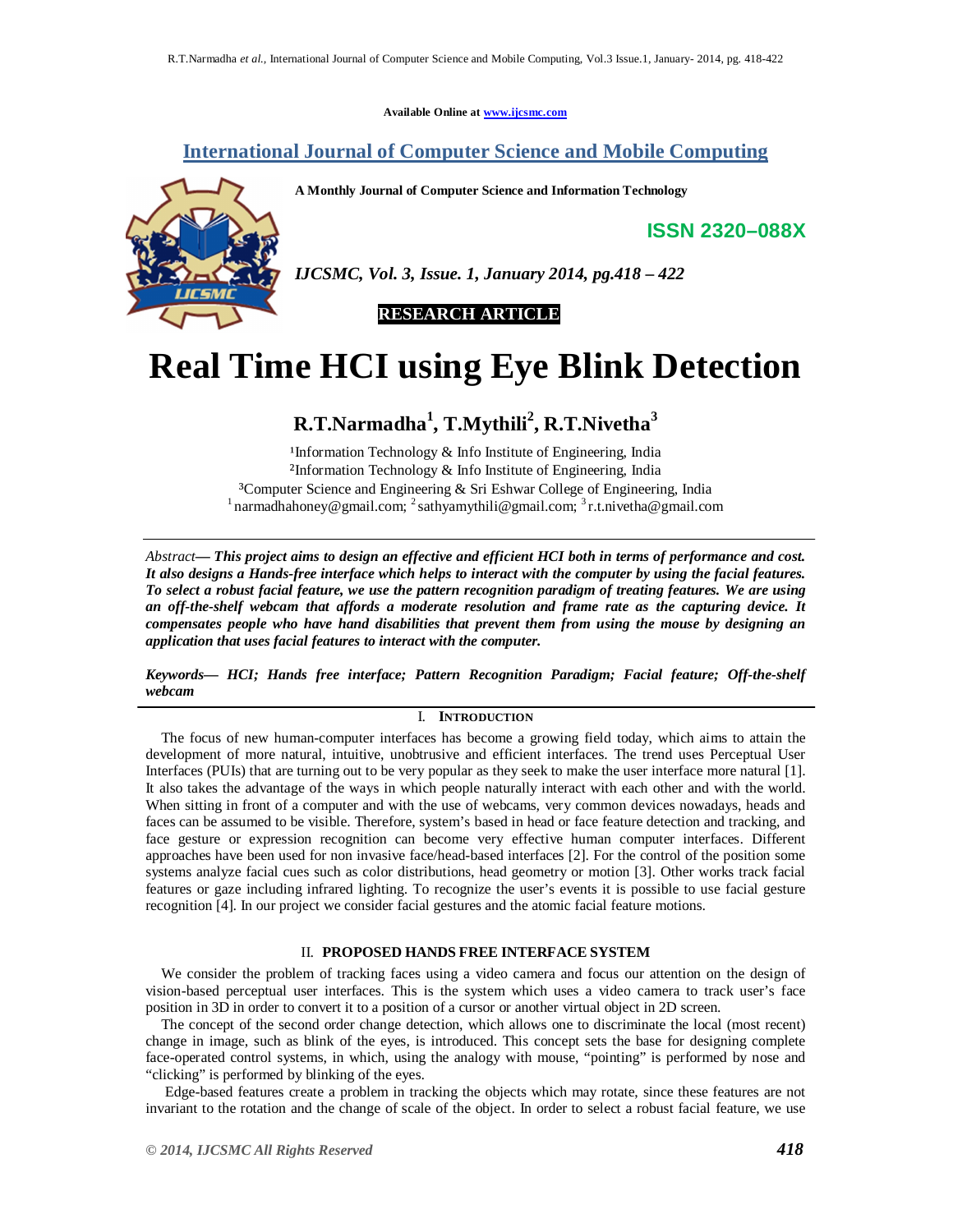Available Online at www.ijcsmc.com

## International Journal of Computer Science and Mobile Computing

**A Monthly Journal of Computer Science and Information Technology**

**ISSN 2320–088X**

*IJCSMC, Vol. 3, Issue. 1, January 2014, pg.418 – 422*

**RESEARCH ARTICLE**

# Real Time HCI using Eye Blink Detection

**R.T.Narmadha[1], T.Mythili[2], R.T.Nivetha[3]**

[1]Information Technology & Info Institute of Engineering, India
[2]Information Technology & Info Institute of Engineering, India
[3]Computer Science and Engineering & Sri Eshwar College of Engineering, India
[1] narmadhahoney@gmail.com; [2] sathyamythili@gmail.com; [3] r.t.nivetha@gmail.com

*Abstract—* ***This project aims to design an effective and efficient HCI both in terms of performance and cost. It also designs a Hands-free interface which helps to interact with the computer by using the facial features. To select a robust facial feature, we use the pattern recognition paradigm of treating features. We are using an off-the-shelf webcam that affords a moderate resolution and frame rate as the capturing device. It compensates people who have hand disabilities that prevent them from using the mouse by designing an application that uses facial features to interact with the computer.***

***Keywords— HCI; Hands free interface; Pattern Recognition Paradigm; Facial feature; Off-the-shelf webcam***

## I. INTRODUCTION

The focus of new human-computer interfaces has become a growing field today, which aims to attain the development of more natural, intuitive, unobtrusive and efficient interfaces. The trend uses Perceptual User Interfaces (PUIs) that are turning out to be very popular as they seek to make the user interface more natural [1]. It also takes the advantage of the ways in which people naturally interact with each other and with the world. When sitting in front of a computer and with the use of webcams, very common devices nowadays, heads and faces can be assumed to be visible. Therefore, system's based in head or face feature detection and tracking, and face gesture or expression recognition can become very effective human computer interfaces. Different approaches have been used for non invasive face/head-based interfaces [2]. For the control of the position some systems analyze facial cues such as color distributions, head geometry or motion [3]. Other works track facial features or gaze including infrared lighting. To recognize the user's events it is possible to use facial gesture recognition [4]. In our project we consider facial gestures and the atomic facial feature motions.

## II. PROPOSED HANDS FREE INTERFACE SYSTEM

We consider the problem of tracking faces using a video camera and focus our attention on the design of vision-based perceptual user interfaces. This is the system which uses a video camera to track user's face position in 3D in order to convert it to a position of a cursor or another virtual object in 2D screen.

The concept of the second order change detection, which allows one to discriminate the local (most recent) change in image, such as blink of the eyes, is introduced. This concept sets the base for designing complete face-operated control systems, in which, using the analogy with mouse, "pointing" is performed by nose and "clicking" is performed by blinking of the eyes.

Edge-based features create a problem in tracking the objects which may rotate, since these features are not invariant to the rotation and the change of scale of the object. In order to select a robust facial feature, we use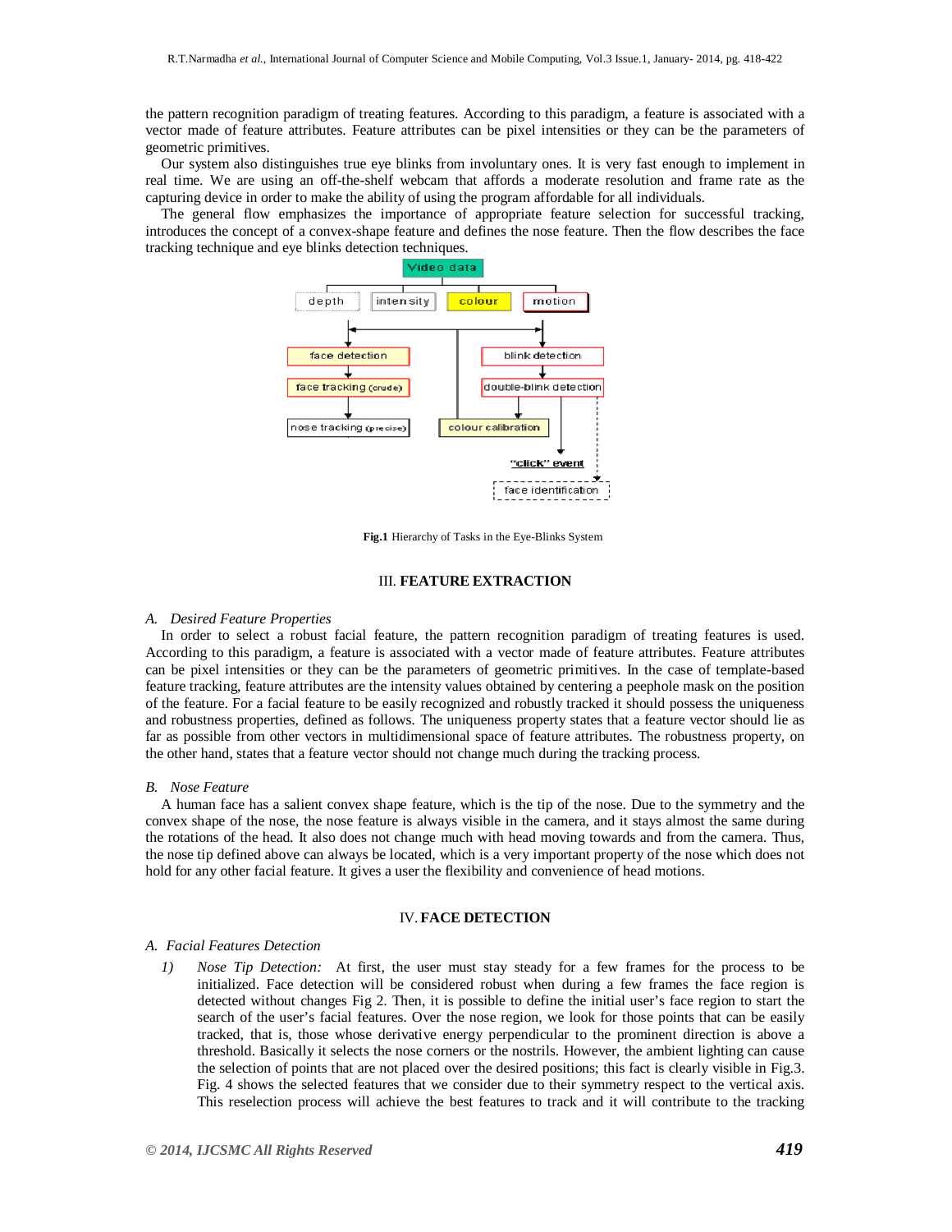the pattern recognition paradigm of treating features. According to this paradigm, a feature is associated with a vector made of feature attributes. Feature attributes can be pixel intensities or they can be the parameters of geometric primitives.

Our system also distinguishes true eye blinks from involuntary ones. It is very fast enough to implement in real time. We are using an off-the-shelf webcam that affords a moderate resolution and frame rate as the capturing device in order to make the ability of using the program affordable for all individuals.

The general flow emphasizes the importance of appropriate feature selection for successful tracking, introduces the concept of a convex-shape feature and defines the nose feature. Then the flow describes the face tracking technique and eye blinks detection techniques.

**Fig.1** Hierarchy of Tasks in the Eye-Blinks System

## III. FEATURE EXTRACTION

### *A. Desired Feature Properties*

In order to select a robust facial feature, the pattern recognition paradigm of treating features is used. According to this paradigm, a feature is associated with a vector made of feature attributes. Feature attributes can be pixel intensities or they can be the parameters of geometric primitives. In the case of template-based feature tracking, feature attributes are the intensity values obtained by centering a peephole mask on the position of the feature. For a facial feature to be easily recognized and robustly tracked it should possess the uniqueness and robustness properties, defined as follows. The uniqueness property states that a feature vector should lie as far as possible from other vectors in multidimensional space of feature attributes. The robustness property, on the other hand, states that a feature vector should not change much during the tracking process.

### *B. Nose Feature*

A human face has a salient convex shape feature, which is the tip of the nose. Due to the symmetry and the convex shape of the nose, the nose feature is always visible in the camera, and it stays almost the same during the rotations of the head. It also does not change much with head moving towards and from the camera. Thus, the nose tip defined above can always be located, which is a very important property of the nose which does not hold for any other facial feature. It gives a user the flexibility and convenience of head motions.

## IV. FACE DETECTION

### *A. Facial Features Detection*

1) *Nose Tip Detection:* At first, the user must stay steady for a few frames for the process to be initialized. Face detection will be considered robust when during a few frames the face region is detected without changes Fig 2. Then, it is possible to define the initial user's face region to start the search of the user's facial features. Over the nose region, we look for those points that can be easily tracked, that is, those whose derivative energy perpendicular to the prominent direction is above a threshold. Basically it selects the nose corners or the nostrils. However, the ambient lighting can cause the selection of points that are not placed over the desired positions; this fact is clearly visible in Fig.3. Fig. 4 shows the selected features that we consider due to their symmetry respect to the vertical axis. This reselection process will achieve the best features to track and it will contribute to the tracking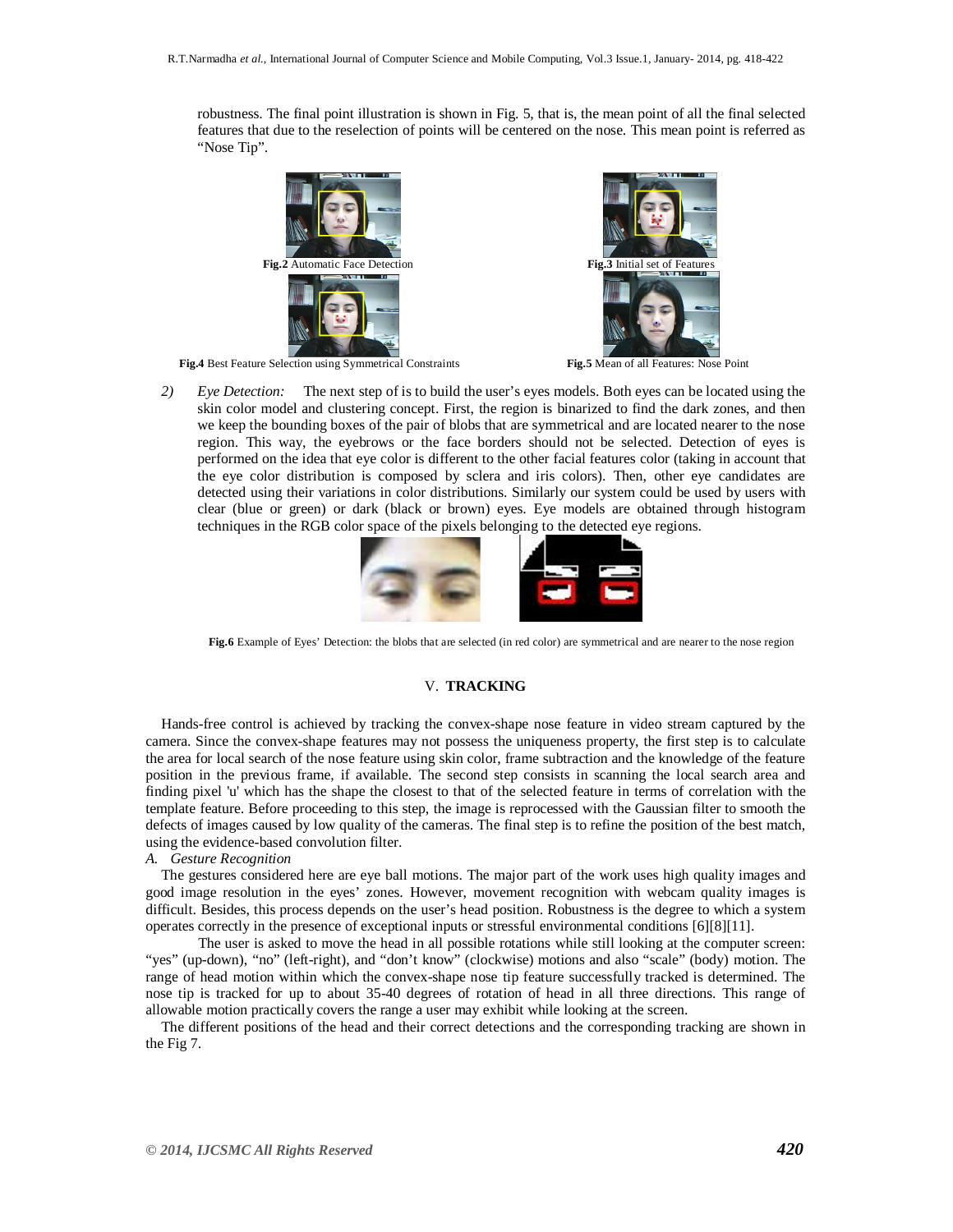robustness. The final point illustration is shown in Fig. 5, that is, the mean point of all the final selected features that due to the reselection of points will be centered on the nose. This mean point is referred as "Nose Tip".

**Fig.2** Automatic Face Detection

**Fig.3** Initial set of Features

**Fig.4** Best Feature Selection using Symmetrical Constraints

**Fig.5** Mean of all Features: Nose Point

2) *Eye Detection:* The next step of is to build the user's eyes models. Both eyes can be located using the skin color model and clustering concept. First, the region is binarized to find the dark zones, and then we keep the bounding boxes of the pair of blobs that are symmetrical and are located nearer to the nose region. This way, the eyebrows or the face borders should not be selected. Detection of eyes is performed on the idea that eye color is different to the other facial features color (taking in account that the eye color distribution is composed by sclera and iris colors). Then, other eye candidates are detected using their variations in color distributions. Similarly our system could be used by users with clear (blue or green) or dark (black or brown) eyes. Eye models are obtained through histogram techniques in the RGB color space of the pixels belonging to the detected eye regions.

**Fig.6** Example of Eyes' Detection: the blobs that are selected (in red color) are symmetrical and are nearer to the nose region

## V. TRACKING

Hands-free control is achieved by tracking the convex-shape nose feature in video stream captured by the camera. Since the convex-shape features may not possess the uniqueness property, the first step is to calculate the area for local search of the nose feature using skin color, frame subtraction and the knowledge of the feature position in the previous frame, if available. The second step consists in scanning the local search area and finding pixel 'u' which has the shape the closest to that of the selected feature in terms of correlation with the template feature. Before proceeding to this step, the image is reprocessed with the Gaussian filter to smooth the defects of images caused by low quality of the cameras. The final step is to refine the position of the best match, using the evidence-based convolution filter.

### A. *Gesture Recognition*

The gestures considered here are eye ball motions. The major part of the work uses high quality images and good image resolution in the eyes' zones. However, movement recognition with webcam quality images is difficult. Besides, this process depends on the user's head position. Robustness is the degree to which a system operates correctly in the presence of exceptional inputs or stressful environmental conditions [6][8][11].

The user is asked to move the head in all possible rotations while still looking at the computer screen: "yes" (up-down), "no" (left-right), and "don't know" (clockwise) motions and also "scale" (body) motion. The range of head motion within which the convex-shape nose tip feature successfully tracked is determined. The nose tip is tracked for up to about 35-40 degrees of rotation of head in all three directions. This range of allowable motion practically covers the range a user may exhibit while looking at the screen.

The different positions of the head and their correct detections and the corresponding tracking are shown in the Fig 7.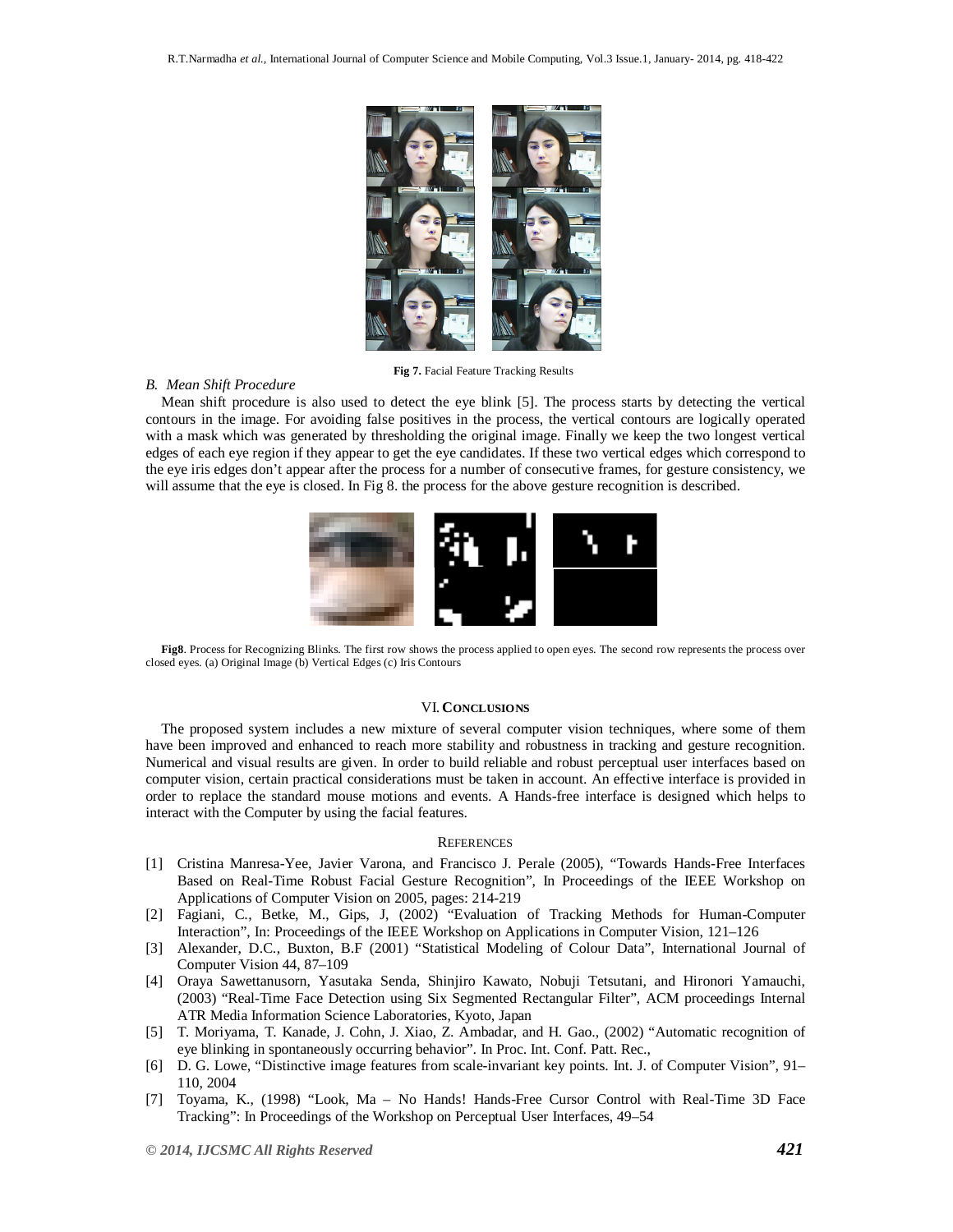Fig 7. Facial Feature Tracking Results

### B. Mean Shift Procedure

Mean shift procedure is also used to detect the eye blink [5]. The process starts by detecting the vertical contours in the image. For avoiding false positives in the process, the vertical contours are logically operated with a mask which was generated by thresholding the original image. Finally we keep the two longest vertical edges of each eye region if they appear to get the eye candidates. If these two vertical edges which correspond to the eye iris edges don't appear after the process for a number of consecutive frames, for gesture consistency, we will assume that the eye is closed. In Fig 8. the process for the above gesture recognition is described.

**Fig8**. Process for Recognizing Blinks. The first row shows the process applied to open eyes. The second row represents the process over closed eyes. (a) Original Image (b) Vertical Edges (c) Iris Contours

## VI. CONCLUSIONS

The proposed system includes a new mixture of several computer vision techniques, where some of them have been improved and enhanced to reach more stability and robustness in tracking and gesture recognition. Numerical and visual results are given. In order to build reliable and robust perceptual user interfaces based on computer vision, certain practical considerations must be taken in account. An effective interface is provided in order to replace the standard mouse motions and events. A Hands-free interface is designed which helps to interact with the Computer by using the facial features.

## REFERENCES

[1] Cristina Manresa-Yee, Javier Varona, and Francisco J. Perale (2005), "Towards Hands-Free Interfaces Based on Real-Time Robust Facial Gesture Recognition", In Proceedings of the IEEE Workshop on Applications of Computer Vision on 2005, pages: 214-219

[2] Fagiani, C., Betke, M., Gips, J, (2002) "Evaluation of Tracking Methods for Human-Computer Interaction", In: Proceedings of the IEEE Workshop on Applications in Computer Vision, 121–126

[3] Alexander, D.C., Buxton, B.F (2001) "Statistical Modeling of Colour Data", International Journal of Computer Vision 44, 87–109

[4] Oraya Sawettanusorn, Yasutaka Senda, Shinjiro Kawato, Nobuji Tetsutani, and Hironori Yamauchi, (2003) "Real-Time Face Detection using Six Segmented Rectangular Filter", ACM proceedings Internal ATR Media Information Science Laboratories, Kyoto, Japan

[5] T. Moriyama, T. Kanade, J. Cohn, J. Xiao, Z. Ambadar, and H. Gao., (2002) "Automatic recognition of eye blinking in spontaneously occurring behavior". In Proc. Int. Conf. Patt. Rec.,

[6] D. G. Lowe, "Distinctive image features from scale-invariant key points. Int. J. of Computer Vision", 91–110, 2004

[7] Toyama, K., (1998) "Look, Ma – No Hands! Hands-Free Cursor Control with Real-Time 3D Face Tracking": In Proceedings of the Workshop on Perceptual User Interfaces, 49–54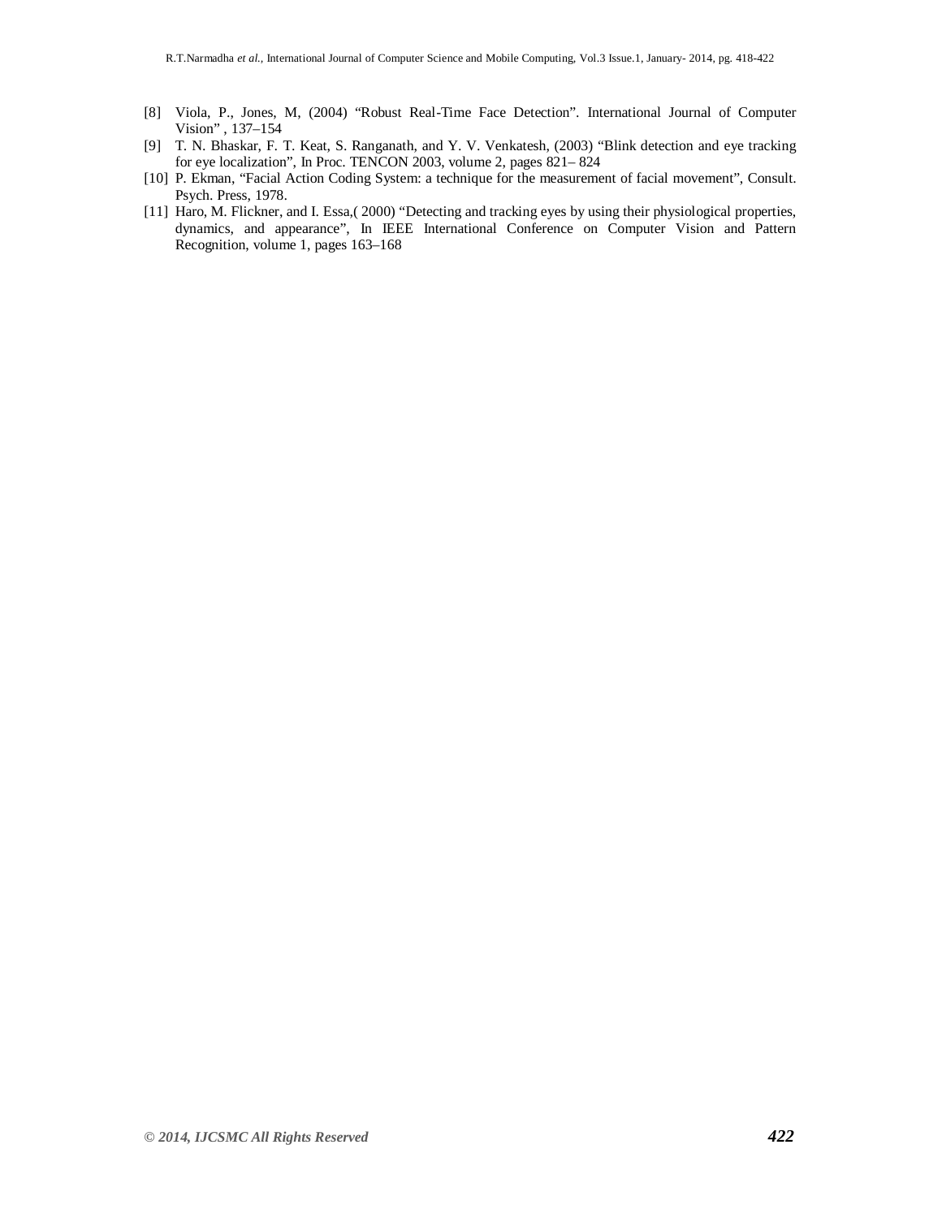[8] Viola, P., Jones, M, (2004) "Robust Real-Time Face Detection". International Journal of Computer Vision" , 137–154

[9] T. N. Bhaskar, F. T. Keat, S. Ranganath, and Y. V. Venkatesh, (2003) "Blink detection and eye tracking for eye localization", In Proc. TENCON 2003, volume 2, pages 821– 824

[10] P. Ekman, "Facial Action Coding System: a technique for the measurement of facial movement", Consult. Psych. Press, 1978.

[11] Haro, M. Flickner, and I. Essa,( 2000) "Detecting and tracking eyes by using their physiological properties, dynamics, and appearance", In IEEE International Conference on Computer Vision and Pattern Recognition, volume 1, pages 163–168